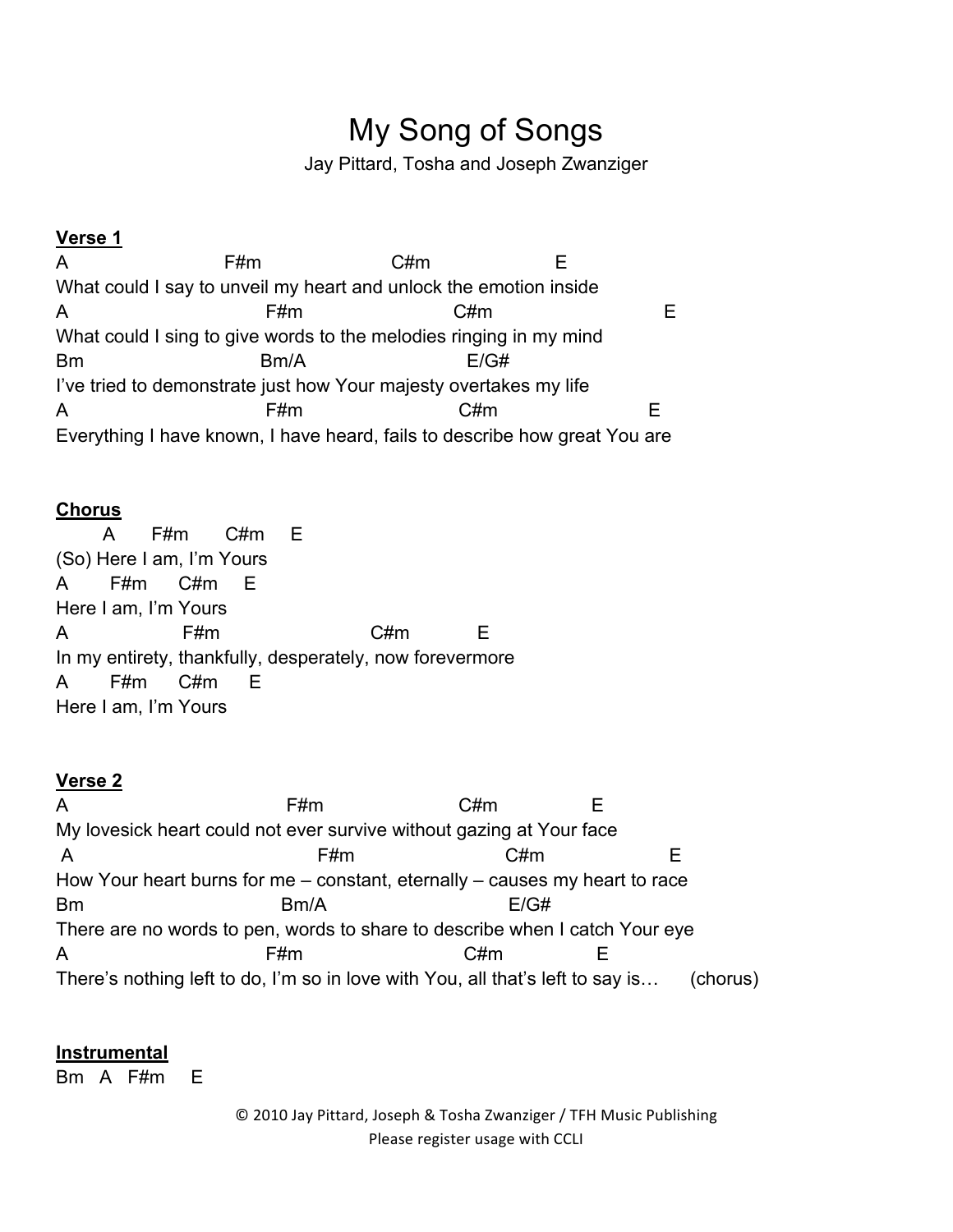# My Song of Songs

Jay Pittard, Tosha and Joseph Zwanziger

**Verse 1**

```
A                         F#m                        C#m                        E
What could I say to unveil my heart and unlock the emotion inside
A                               F#m                          C#m                             E
What could I sing to give words to the melodies ringing in my mind
Bm                           Bm/A                        E/G#
I've tried to demonstrate just how Your majesty overtakes my life
A                               F#m                          C#m                        E
Everything I have known, I have heard, fails to describe how great You are
```

**Chorus**

```
        A       F#m       C#m     E
(So) Here I am, I'm Yours
A       F#m      C#m     E
Here I am, I'm Yours
A                    F#m                          C#m             E
In my entirety, thankfully, desperately, now forevermore
A       F#m      C#m      E
Here I am, I'm Yours
```

**Verse 2**

```
A                                    F#m                        C#m                 E
My lovesick heart could not ever survive without gazing at Your face
 A                                        F#m                        C#m                   E
How Your heart burns for me – constant, eternally – causes my heart to race
Bm                               Bm/A                          E/G#
There are no words to pen, words to share to describe when I catch Your eye
A                               F#m                           C#m             E
There's nothing left to do, I'm so in love with You, all that's left to say is…      (chorus)
```

**Instrumental**

```
Bm   A   F#m    E
```

© 2010 Jay Pittard, Joseph & Tosha Zwanziger / TFH Music Publishing
Please register usage with CCLI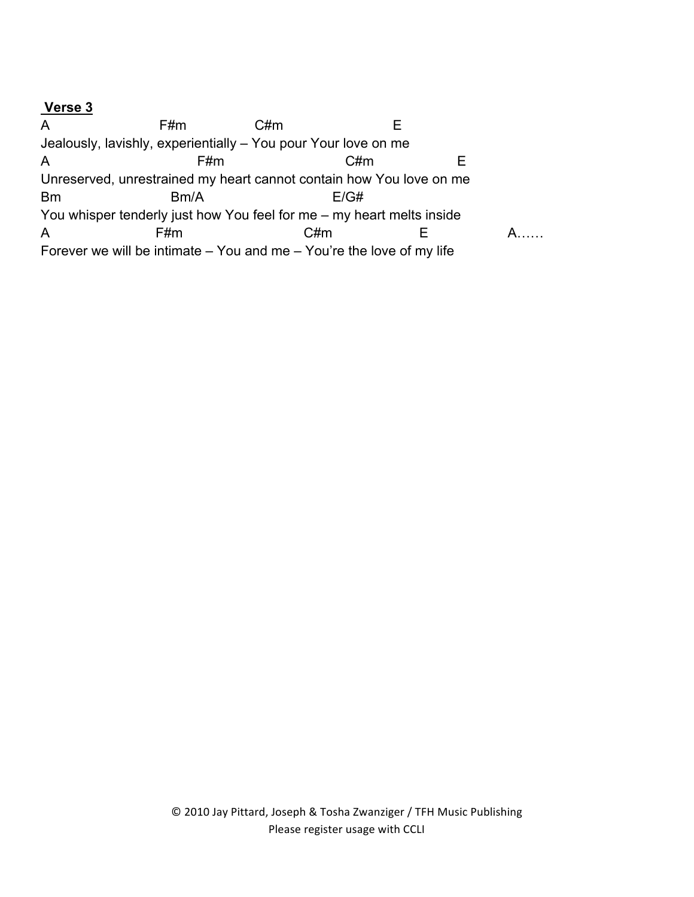**Verse 3**

```
A                    F#m              C#m                     E
Jealously, lavishly, experientially – You pour Your love on me
A                          F#m                        C#m               E
Unreserved, unrestrained my heart cannot contain how You love on me
Bm                    Bm/A                        E/G#
You whisper tenderly just how You feel for me – my heart melts inside
A                    F#m                        C#m                E                  A……
Forever we will be intimate – You and me – You're the love of my life
```

© 2010 Jay Pittard, Joseph & Tosha Zwanziger / TFH Music Publishing
Please register usage with CCLI